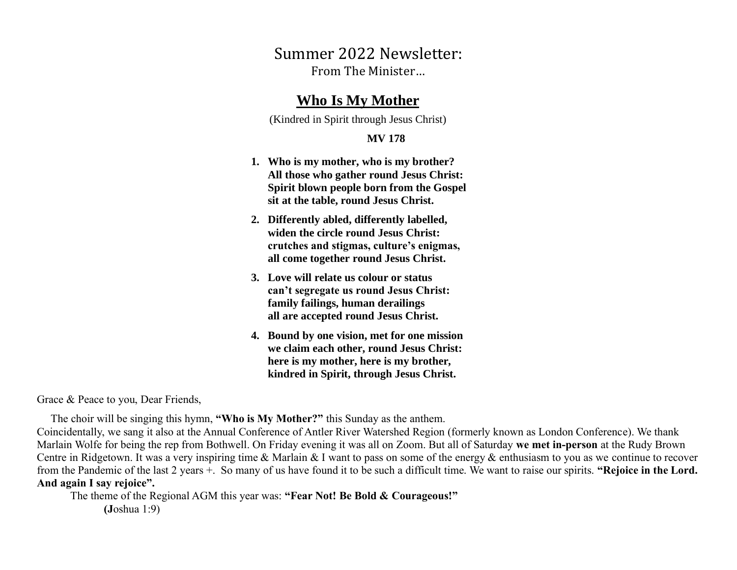# Summer 2022 Newsletter:

From The Minister…

## Who Is My Mother

(Kindred in Spirit through Jesus Christ)

**MV 178**

1. **Who is my mother, who is my brother?**
   **All those who gather round Jesus Christ:**
   **Spirit blown people born from the Gospel**
   **sit at the table, round Jesus Christ.**
2. **Differently abled, differently labelled,**
   **widen the circle round Jesus Christ:**
   **crutches and stigmas, culture's enigmas,**
   **all come together round Jesus Christ.**
3. **Love will relate us colour or status**
   **can't segregate us round Jesus Christ:**
   **family failings, human derailings**
   **all are accepted round Jesus Christ.**
4. **Bound by one vision, met for one mission**
   **we claim each other, round Jesus Christ:**
   **here is my mother, here is my brother,**
   **kindred in Spirit, through Jesus Christ.**

Grace & Peace to you, Dear Friends,

The choir will be singing this hymn, **"Who is My Mother?"** this Sunday as the anthem. Coincidentally, we sang it also at the Annual Conference of Antler River Watershed Region (formerly known as London Conference). We thank Marlain Wolfe for being the rep from Bothwell. On Friday evening it was all on Zoom. But all of Saturday **we met in-person** at the Rudy Brown Centre in Ridgetown. It was a very inspiring time & Marlain & I want to pass on some of the energy & enthusiasm to you as we continue to recover from the Pandemic of the last 2 years +. So many of us have found it to be such a difficult time. We want to raise our spirits. **"Rejoice in the Lord. And again I say rejoice".**

The theme of the Regional AGM this year was: **"Fear Not! Be Bold & Courageous!"**
**(J**oshua 1:9)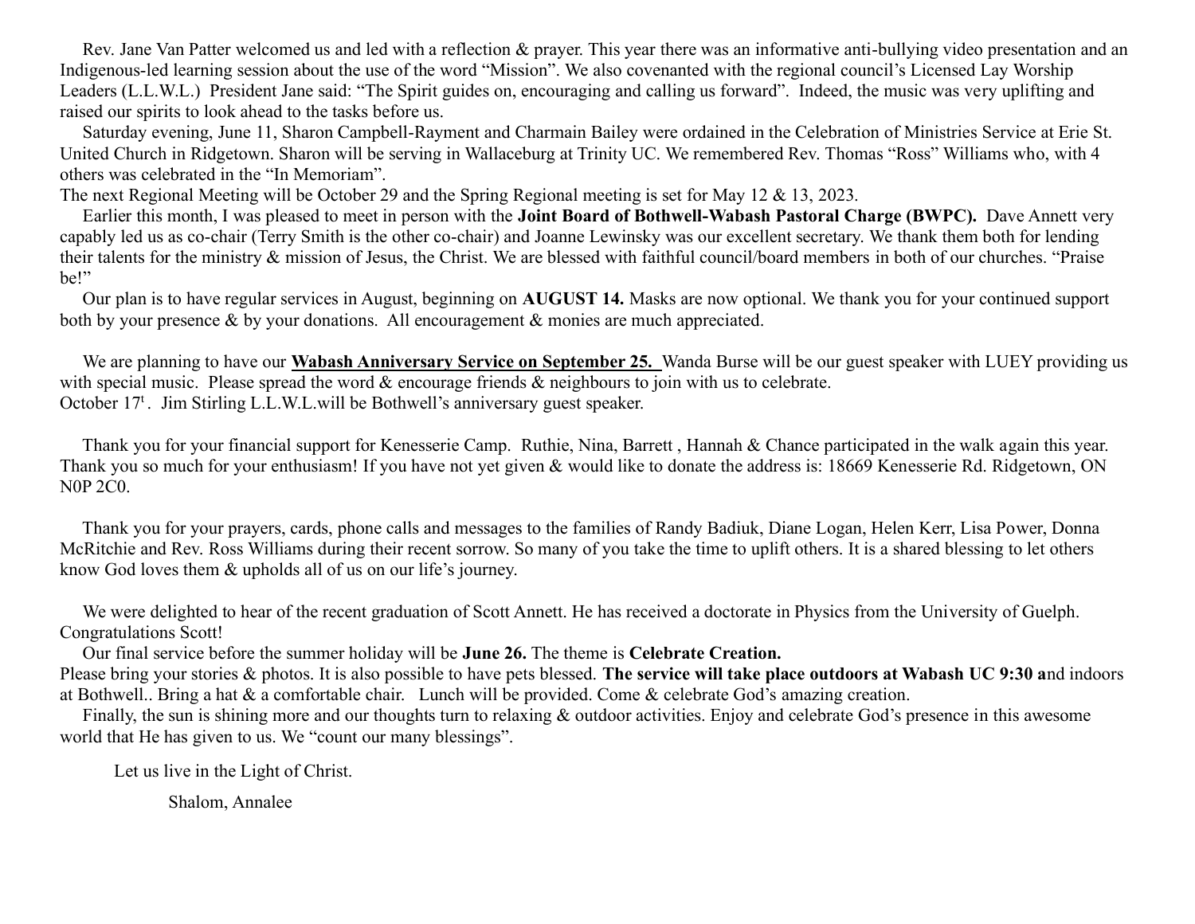Rev. Jane Van Patter welcomed us and led with a reflection & prayer. This year there was an informative anti-bullying video presentation and an Indigenous-led learning session about the use of the word "Mission". We also covenanted with the regional council's Licensed Lay Worship Leaders (L.L.W.L.) President Jane said: "The Spirit guides on, encouraging and calling us forward". Indeed, the music was very uplifting and raised our spirits to look ahead to the tasks before us.

Saturday evening, June 11, Sharon Campbell-Rayment and Charmain Bailey were ordained in the Celebration of Ministries Service at Erie St. United Church in Ridgetown. Sharon will be serving in Wallaceburg at Trinity UC. We remembered Rev. Thomas "Ross" Williams who, with 4 others was celebrated in the "In Memoriam".

The next Regional Meeting will be October 29 and the Spring Regional meeting is set for May 12 & 13, 2023.

Earlier this month, I was pleased to meet in person with the **Joint Board of Bothwell-Wabash Pastoral Charge (BWPC).** Dave Annett very capably led us as co-chair (Terry Smith is the other co-chair) and Joanne Lewinsky was our excellent secretary. We thank them both for lending their talents for the ministry & mission of Jesus, the Christ. We are blessed with faithful council/board members in both of our churches. "Praise be!"

Our plan is to have regular services in August, beginning on **AUGUST 14.** Masks are now optional. We thank you for your continued support both by your presence & by your donations. All encouragement & monies are much appreciated.

We are planning to have our **Wabash Anniversary Service on September 25.** Wanda Burse will be our guest speaker with LUEY providing us with special music. Please spread the word & encourage friends & neighbours to join with us to celebrate.
October 17[t]. Jim Stirling L.L.W.L.will be Bothwell's anniversary guest speaker.

Thank you for your financial support for Kenesserie Camp. Ruthie, Nina, Barrett , Hannah & Chance participated in the walk again this year. Thank you so much for your enthusiasm! If you have not yet given & would like to donate the address is: 18669 Kenesserie Rd. Ridgetown, ON N0P 2C0.

Thank you for your prayers, cards, phone calls and messages to the families of Randy Badiuk, Diane Logan, Helen Kerr, Lisa Power, Donna McRitchie and Rev. Ross Williams during their recent sorrow. So many of you take the time to uplift others. It is a shared blessing to let others know God loves them & upholds all of us on our life's journey.

We were delighted to hear of the recent graduation of Scott Annett. He has received a doctorate in Physics from the University of Guelph. Congratulations Scott!

Our final service before the summer holiday will be **June 26.** The theme is **Celebrate Creation.**
Please bring your stories & photos. It is also possible to have pets blessed. **The service will take place outdoors at Wabash UC 9:30 a**nd indoors at Bothwell.. Bring a hat & a comfortable chair. Lunch will be provided. Come & celebrate God's amazing creation.

Finally, the sun is shining more and our thoughts turn to relaxing & outdoor activities. Enjoy and celebrate God's presence in this awesome world that He has given to us. We "count our many blessings".

Let us live in the Light of Christ.

Shalom, Annalee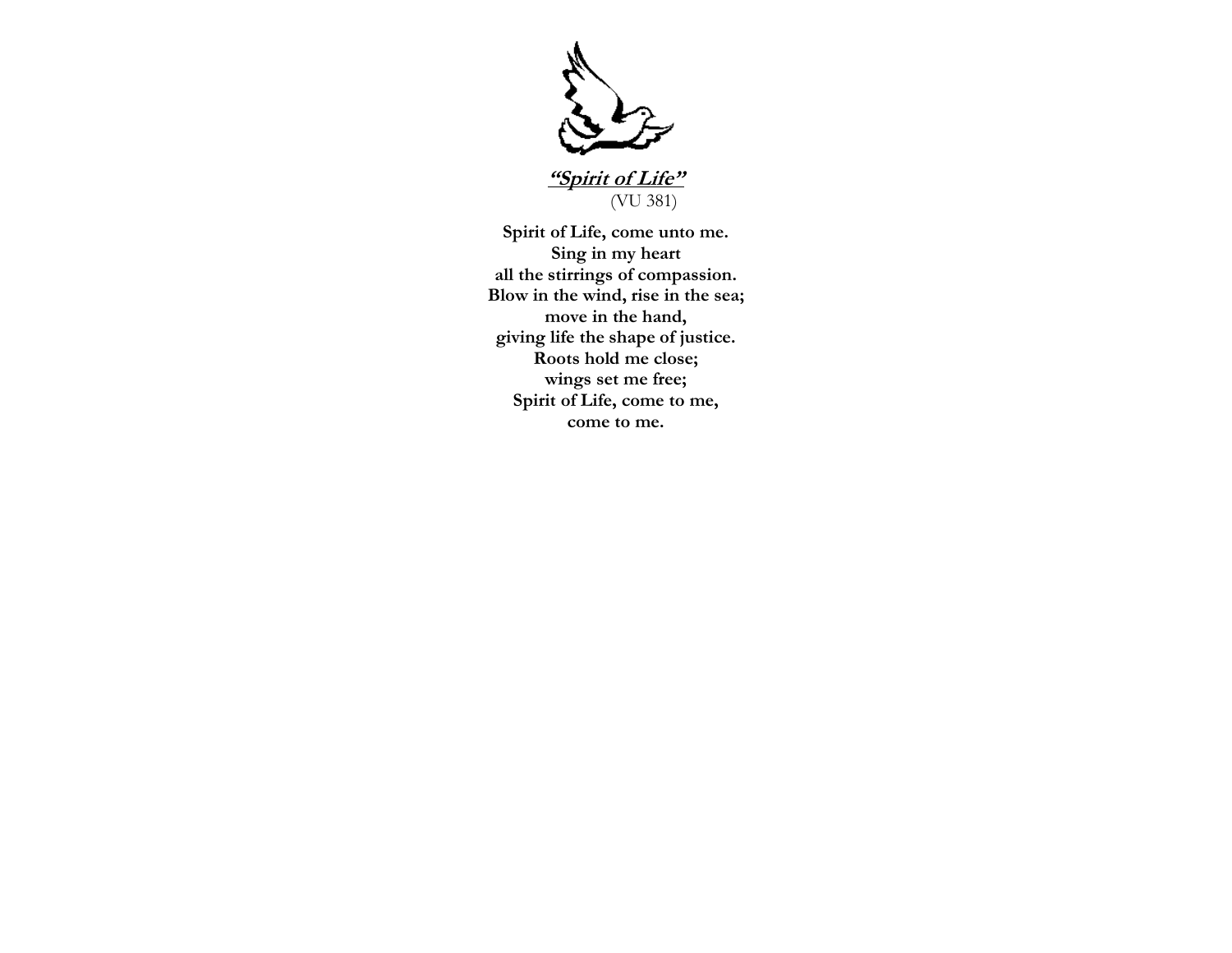## ***"Spirit of Life"***

(VU 381)

**Spirit of Life, come unto me.**
**Sing in my heart**
**all the stirrings of compassion.**
**Blow in the wind, rise in the sea;**
**move in the hand,**
**giving life the shape of justice.**
**Roots hold me close;**
**wings set me free;**
**Spirit of Life, come to me,**
**come to me.**